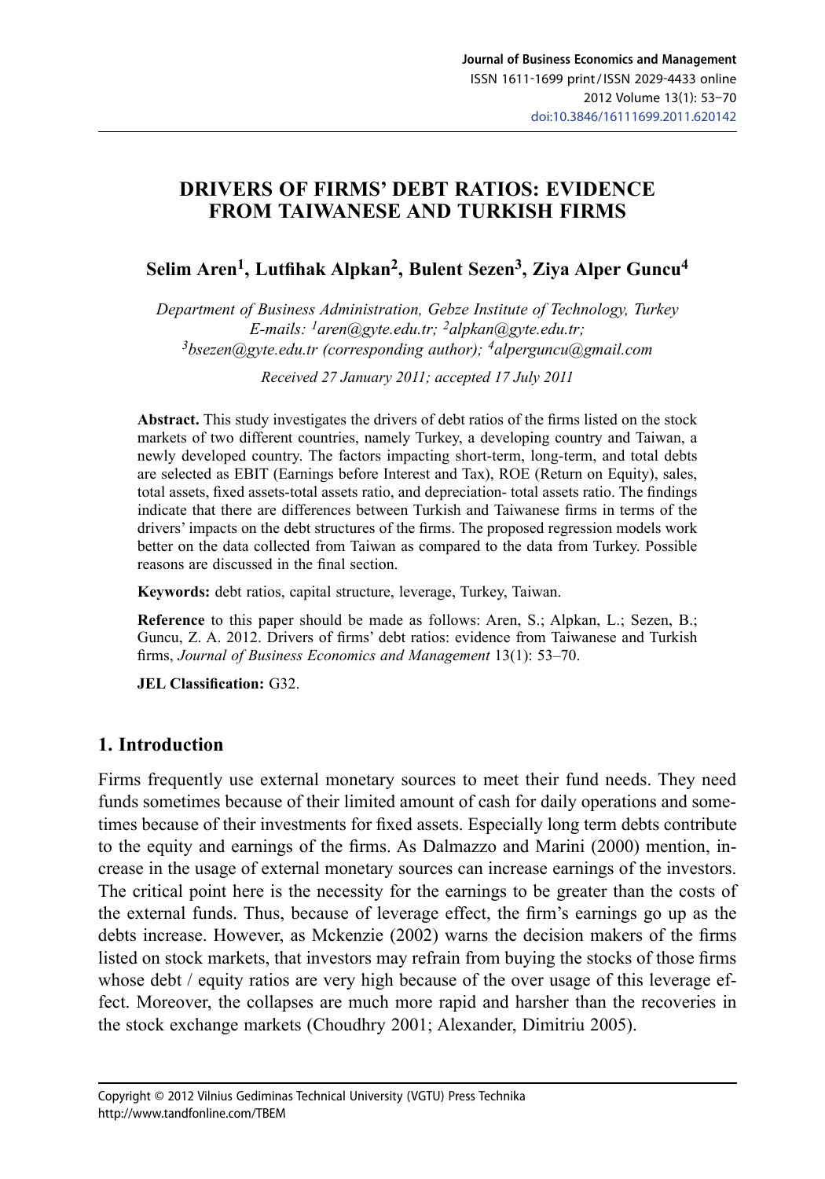# DRIVERS OF FIRMS' DEBT RATIOS: EVIDENCE FROM TAIWANESE AND TURKISH FIRMS

**Selim Aren[1], Lutfihak Alpkan[2], Bulent Sezen[3], Ziya Alper Guncu[4]**

*Department of Business Administration, Gebze Institute of Technology, Turkey*
*E-mails: [1]aren@gyte.edu.tr; [2]alpkan@gyte.edu.tr;*
*[3]bsezen@gyte.edu.tr (corresponding author); [4]alperguncu@gmail.com*

*Received 27 January 2011; accepted 17 July 2011*

**Abstract.** This study investigates the drivers of debt ratios of the firms listed on the stock markets of two different countries, namely Turkey, a developing country and Taiwan, a newly developed country. The factors impacting short-term, long-term, and total debts are selected as EBIT (Earnings before Interest and Tax), ROE (Return on Equity), sales, total assets, fixed assets-total assets ratio, and depreciation- total assets ratio. The findings indicate that there are differences between Turkish and Taiwanese firms in terms of the drivers' impacts on the debt structures of the firms. The proposed regression models work better on the data collected from Taiwan as compared to the data from Turkey. Possible reasons are discussed in the final section.

**Keywords:** debt ratios, capital structure, leverage, Turkey, Taiwan.

**Reference** to this paper should be made as follows: Aren, S.; Alpkan, L.; Sezen, B.; Guncu, Z. A. 2012. Drivers of firms' debt ratios: evidence from Taiwanese and Turkish firms, *Journal of Business Economics and Management* 13(1): 53–70.

**JEL Classification:** G32.

## 1. Introduction

Firms frequently use external monetary sources to meet their fund needs. They need funds sometimes because of their limited amount of cash for daily operations and sometimes because of their investments for fixed assets. Especially long term debts contribute to the equity and earnings of the firms. As Dalmazzo and Marini (2000) mention, increase in the usage of external monetary sources can increase earnings of the investors. The critical point here is the necessity for the earnings to be greater than the costs of the external funds. Thus, because of leverage effect, the firm's earnings go up as the debts increase. However, as Mckenzie (2002) warns the decision makers of the firms listed on stock markets, that investors may refrain from buying the stocks of those firms whose debt / equity ratios are very high because of the over usage of this leverage effect. Moreover, the collapses are much more rapid and harsher than the recoveries in the stock exchange markets (Choudhry 2001; Alexander, Dimitriu 2005).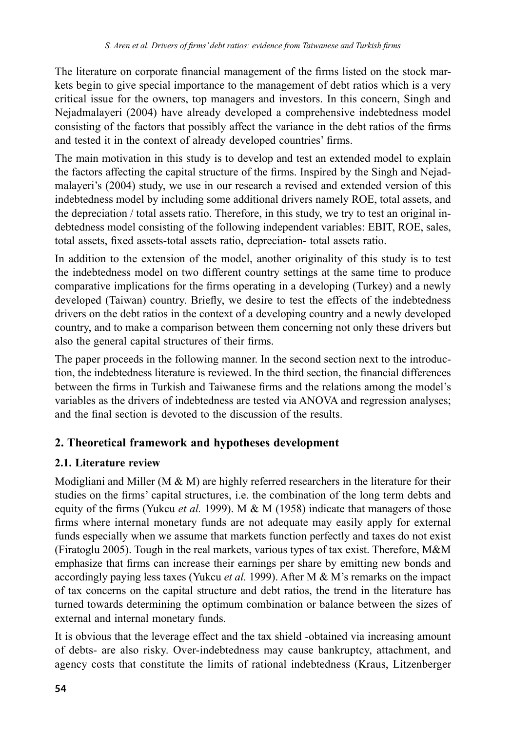The literature on corporate financial management of the firms listed on the stock markets begin to give special importance to the management of debt ratios which is a very critical issue for the owners, top managers and investors. In this concern, Singh and Nejadmalayeri (2004) have already developed a comprehensive indebtedness model consisting of the factors that possibly affect the variance in the debt ratios of the firms and tested it in the context of already developed countries' firms.

The main motivation in this study is to develop and test an extended model to explain the factors affecting the capital structure of the firms. Inspired by the Singh and Nejadmalayeri's (2004) study, we use in our research a revised and extended version of this indebtedness model by including some additional drivers namely ROE, total assets, and the depreciation / total assets ratio. Therefore, in this study, we try to test an original indebtedness model consisting of the following independent variables: EBIT, ROE, sales, total assets, fixed assets-total assets ratio, depreciation- total assets ratio.

In addition to the extension of the model, another originality of this study is to test the indebtedness model on two different country settings at the same time to produce comparative implications for the firms operating in a developing (Turkey) and a newly developed (Taiwan) country. Briefly, we desire to test the effects of the indebtedness drivers on the debt ratios in the context of a developing country and a newly developed country, and to make a comparison between them concerning not only these drivers but also the general capital structures of their firms.

The paper proceeds in the following manner. In the second section next to the introduction, the indebtedness literature is reviewed. In the third section, the financial differences between the firms in Turkish and Taiwanese firms and the relations among the model's variables as the drivers of indebtedness are tested via ANOVA and regression analyses; and the final section is devoted to the discussion of the results.

## 2. Theoretical framework and hypotheses development

### 2.1. Literature review

Modigliani and Miller (M & M) are highly referred researchers in the literature for their studies on the firms' capital structures, i.e. the combination of the long term debts and equity of the firms (Yukcu *et al.* 1999). M & M (1958) indicate that managers of those firms where internal monetary funds are not adequate may easily apply for external funds especially when we assume that markets function perfectly and taxes do not exist (Firatoglu 2005). Tough in the real markets, various types of tax exist. Therefore, M&M emphasize that firms can increase their earnings per share by emitting new bonds and accordingly paying less taxes (Yukcu *et al.* 1999). After M & M's remarks on the impact of tax concerns on the capital structure and debt ratios, the trend in the literature has turned towards determining the optimum combination or balance between the sizes of external and internal monetary funds.

It is obvious that the leverage effect and the tax shield -obtained via increasing amount of debts- are also risky. Over-indebtedness may cause bankruptcy, attachment, and agency costs that constitute the limits of rational indebtedness (Kraus, Litzenberger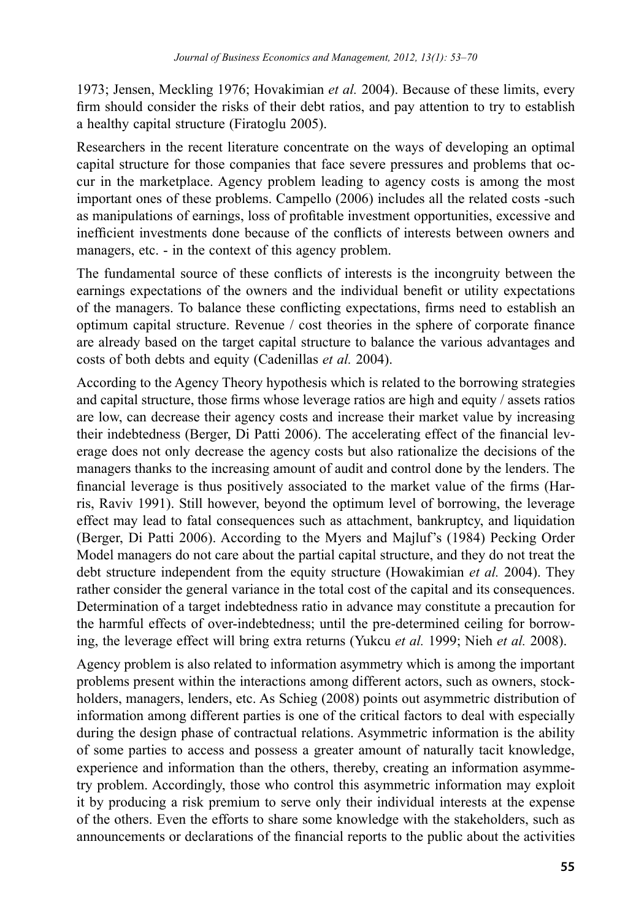1973; Jensen, Meckling 1976; Hovakimian *et al.* 2004). Because of these limits, every firm should consider the risks of their debt ratios, and pay attention to try to establish a healthy capital structure (Firatoglu 2005).

Researchers in the recent literature concentrate on the ways of developing an optimal capital structure for those companies that face severe pressures and problems that occur in the marketplace. Agency problem leading to agency costs is among the most important ones of these problems. Campello (2006) includes all the related costs -such as manipulations of earnings, loss of profitable investment opportunities, excessive and inefficient investments done because of the conflicts of interests between owners and managers, etc. - in the context of this agency problem.

The fundamental source of these conflicts of interests is the incongruity between the earnings expectations of the owners and the individual benefit or utility expectations of the managers. To balance these conflicting expectations, firms need to establish an optimum capital structure. Revenue / cost theories in the sphere of corporate finance are already based on the target capital structure to balance the various advantages and costs of both debts and equity (Cadenillas *et al.* 2004).

According to the Agency Theory hypothesis which is related to the borrowing strategies and capital structure, those firms whose leverage ratios are high and equity / assets ratios are low, can decrease their agency costs and increase their market value by increasing their indebtedness (Berger, Di Patti 2006). The accelerating effect of the financial leverage does not only decrease the agency costs but also rationalize the decisions of the managers thanks to the increasing amount of audit and control done by the lenders. The financial leverage is thus positively associated to the market value of the firms (Harris, Raviv 1991). Still however, beyond the optimum level of borrowing, the leverage effect may lead to fatal consequences such as attachment, bankruptcy, and liquidation (Berger, Di Patti 2006). According to the Myers and Majluf's (1984) Pecking Order Model managers do not care about the partial capital structure, and they do not treat the debt structure independent from the equity structure (Howakimian *et al.* 2004). They rather consider the general variance in the total cost of the capital and its consequences. Determination of a target indebtedness ratio in advance may constitute a precaution for the harmful effects of over-indebtedness; until the pre-determined ceiling for borrowing, the leverage effect will bring extra returns (Yukcu *et al.* 1999; Nieh *et al.* 2008).

Agency problem is also related to information asymmetry which is among the important problems present within the interactions among different actors, such as owners, stockholders, managers, lenders, etc. As Schieg (2008) points out asymmetric distribution of information among different parties is one of the critical factors to deal with especially during the design phase of contractual relations. Asymmetric information is the ability of some parties to access and possess a greater amount of naturally tacit knowledge, experience and information than the others, thereby, creating an information asymmetry problem. Accordingly, those who control this asymmetric information may exploit it by producing a risk premium to serve only their individual interests at the expense of the others. Even the efforts to share some knowledge with the stakeholders, such as announcements or declarations of the financial reports to the public about the activities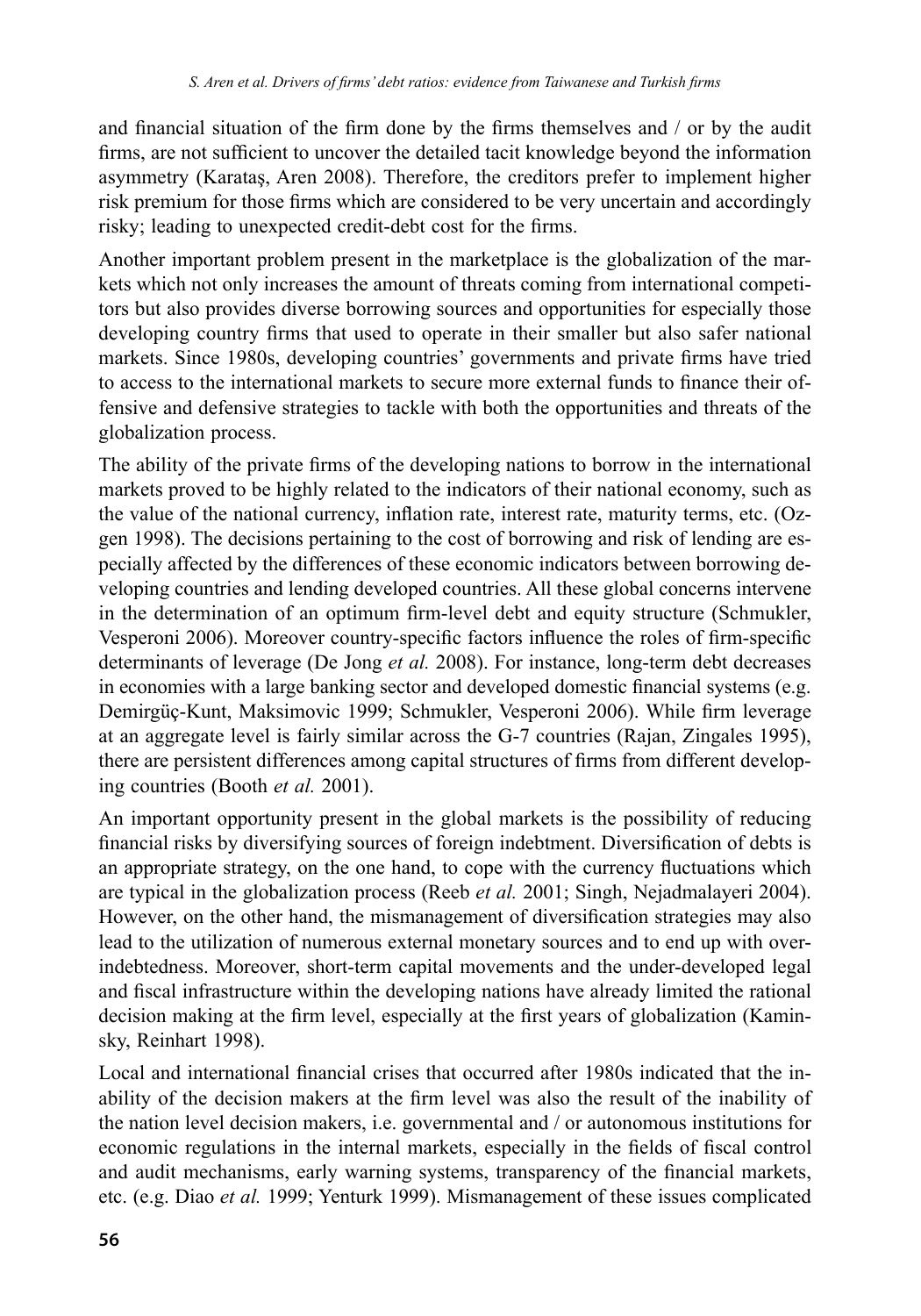and financial situation of the firm done by the firms themselves and / or by the audit firms, are not sufficient to uncover the detailed tacit knowledge beyond the information asymmetry (Karataş, Aren 2008). Therefore, the creditors prefer to implement higher risk premium for those firms which are considered to be very uncertain and accordingly risky; leading to unexpected credit-debt cost for the firms.

Another important problem present in the marketplace is the globalization of the markets which not only increases the amount of threats coming from international competitors but also provides diverse borrowing sources and opportunities for especially those developing country firms that used to operate in their smaller but also safer national markets. Since 1980s, developing countries' governments and private firms have tried to access to the international markets to secure more external funds to finance their offensive and defensive strategies to tackle with both the opportunities and threats of the globalization process.

The ability of the private firms of the developing nations to borrow in the international markets proved to be highly related to the indicators of their national economy, such as the value of the national currency, inflation rate, interest rate, maturity terms, etc. (Ozgen 1998). The decisions pertaining to the cost of borrowing and risk of lending are especially affected by the differences of these economic indicators between borrowing developing countries and lending developed countries. All these global concerns intervene in the determination of an optimum firm-level debt and equity structure (Schmukler, Vesperoni 2006). Moreover country-specific factors influence the roles of firm-specific determinants of leverage (De Jong *et al.* 2008). For instance, long-term debt decreases in economies with a large banking sector and developed domestic financial systems (e.g. Demirgüç-Kunt, Maksimovic 1999; Schmukler, Vesperoni 2006). While firm leverage at an aggregate level is fairly similar across the G-7 countries (Rajan, Zingales 1995), there are persistent differences among capital structures of firms from different developing countries (Booth *et al.* 2001).

An important opportunity present in the global markets is the possibility of reducing financial risks by diversifying sources of foreign indebtment. Diversification of debts is an appropriate strategy, on the one hand, to cope with the currency fluctuations which are typical in the globalization process (Reeb *et al.* 2001; Singh, Nejadmalayeri 2004). However, on the other hand, the mismanagement of diversification strategies may also lead to the utilization of numerous external monetary sources and to end up with over-indebtedness. Moreover, short-term capital movements and the under-developed legal and fiscal infrastructure within the developing nations have already limited the rational decision making at the firm level, especially at the first years of globalization (Kaminsky, Reinhart 1998).

Local and international financial crises that occurred after 1980s indicated that the inability of the decision makers at the firm level was also the result of the inability of the nation level decision makers, i.e. governmental and / or autonomous institutions for economic regulations in the internal markets, especially in the fields of fiscal control and audit mechanisms, early warning systems, transparency of the financial markets, etc. (e.g. Diao *et al.* 1999; Yenturk 1999). Mismanagement of these issues complicated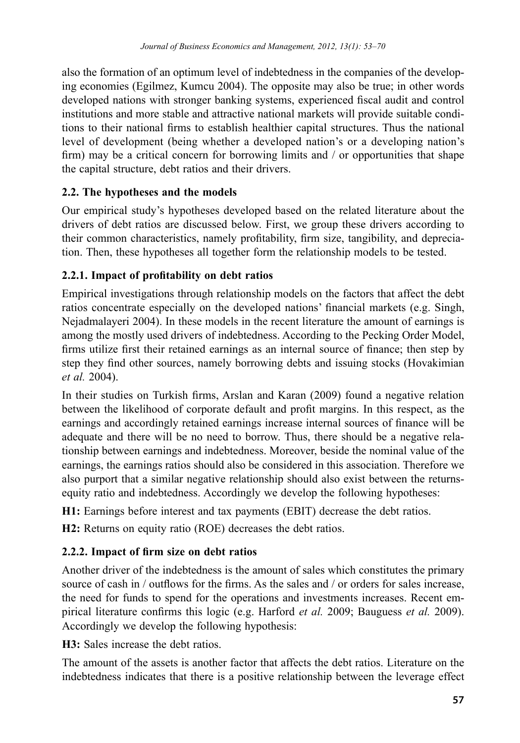also the formation of an optimum level of indebtedness in the companies of the developing economies (Egilmez, Kumcu 2004). The opposite may also be true; in other words developed nations with stronger banking systems, experienced fiscal audit and control institutions and more stable and attractive national markets will provide suitable conditions to their national firms to establish healthier capital structures. Thus the national level of development (being whether a developed nation's or a developing nation's firm) may be a critical concern for borrowing limits and / or opportunities that shape the capital structure, debt ratios and their drivers.

### 2.2. The hypotheses and the models

Our empirical study's hypotheses developed based on the related literature about the drivers of debt ratios are discussed below. First, we group these drivers according to their common characteristics, namely profitability, firm size, tangibility, and depreciation. Then, these hypotheses all together form the relationship models to be tested.

#### 2.2.1. Impact of profitability on debt ratios

Empirical investigations through relationship models on the factors that affect the debt ratios concentrate especially on the developed nations' financial markets (e.g. Singh, Nejadmalayeri 2004). In these models in the recent literature the amount of earnings is among the mostly used drivers of indebtedness. According to the Pecking Order Model, firms utilize first their retained earnings as an internal source of finance; then step by step they find other sources, namely borrowing debts and issuing stocks (Hovakimian *et al.* 2004).

In their studies on Turkish firms, Arslan and Karan (2009) found a negative relation between the likelihood of corporate default and profit margins. In this respect, as the earnings and accordingly retained earnings increase internal sources of finance will be adequate and there will be no need to borrow. Thus, there should be a negative relationship between earnings and indebtedness. Moreover, beside the nominal value of the earnings, the earnings ratios should also be considered in this association. Therefore we also purport that a similar negative relationship should also exist between the returns-equity ratio and indebtedness. Accordingly we develop the following hypotheses:

**H1:** Earnings before interest and tax payments (EBIT) decrease the debt ratios.

**H2:** Returns on equity ratio (ROE) decreases the debt ratios.

#### 2.2.2. Impact of firm size on debt ratios

Another driver of the indebtedness is the amount of sales which constitutes the primary source of cash in / outflows for the firms. As the sales and / or orders for sales increase, the need for funds to spend for the operations and investments increases. Recent empirical literature confirms this logic (e.g. Harford *et al.* 2009; Bauguess *et al.* 2009). Accordingly we develop the following hypothesis:

**H3:** Sales increase the debt ratios.

The amount of the assets is another factor that affects the debt ratios. Literature on the indebtedness indicates that there is a positive relationship between the leverage effect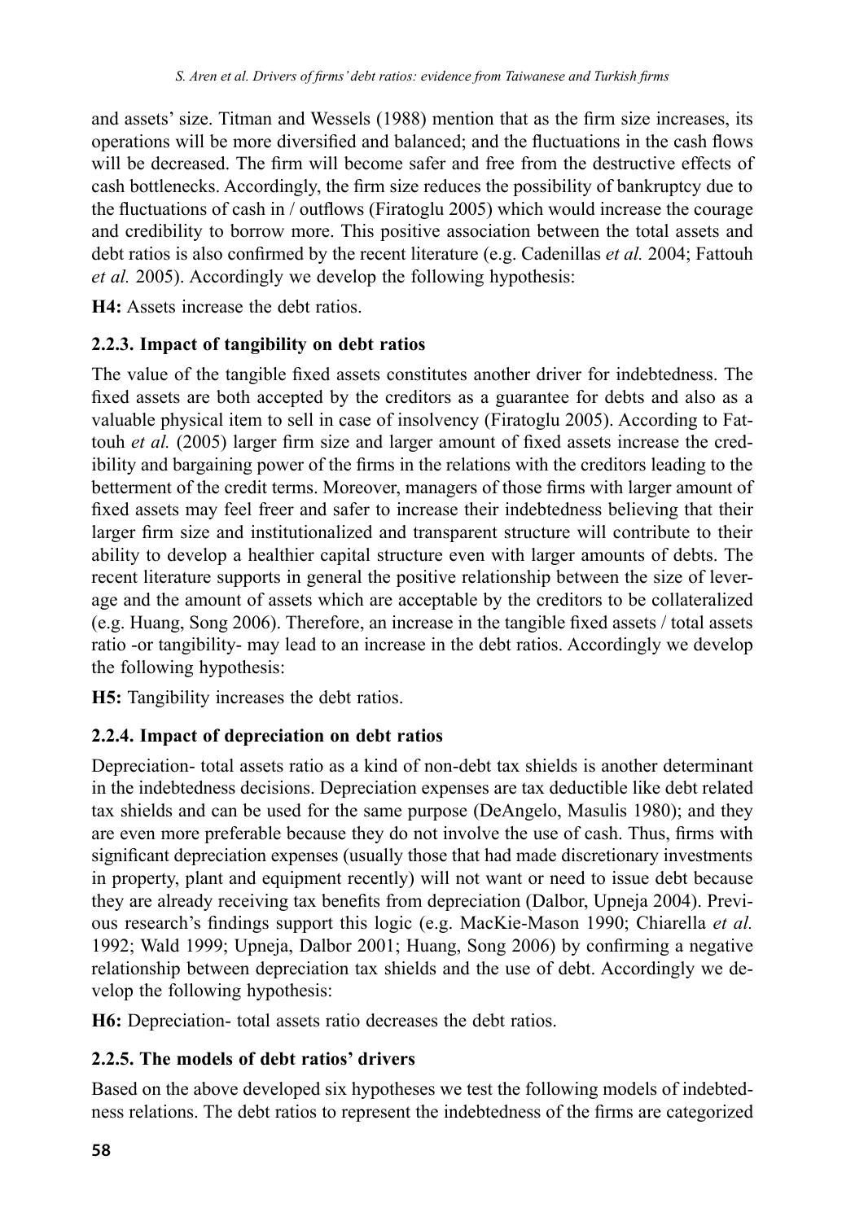and assets' size. Titman and Wessels (1988) mention that as the firm size increases, its operations will be more diversified and balanced; and the fluctuations in the cash flows will be decreased. The firm will become safer and free from the destructive effects of cash bottlenecks. Accordingly, the firm size reduces the possibility of bankruptcy due to the fluctuations of cash in / outflows (Firatoglu 2005) which would increase the courage and credibility to borrow more. This positive association between the total assets and debt ratios is also confirmed by the recent literature (e.g. Cadenillas *et al.* 2004; Fattouh *et al.* 2005). Accordingly we develop the following hypothesis:

**H4:** Assets increase the debt ratios.

### 2.2.3. Impact of tangibility on debt ratios

The value of the tangible fixed assets constitutes another driver for indebtedness. The fixed assets are both accepted by the creditors as a guarantee for debts and also as a valuable physical item to sell in case of insolvency (Firatoglu 2005). According to Fattouh *et al.* (2005) larger firm size and larger amount of fixed assets increase the credibility and bargaining power of the firms in the relations with the creditors leading to the betterment of the credit terms. Moreover, managers of those firms with larger amount of fixed assets may feel freer and safer to increase their indebtedness believing that their larger firm size and institutionalized and transparent structure will contribute to their ability to develop a healthier capital structure even with larger amounts of debts. The recent literature supports in general the positive relationship between the size of leverage and the amount of assets which are acceptable by the creditors to be collateralized (e.g. Huang, Song 2006). Therefore, an increase in the tangible fixed assets / total assets ratio -or tangibility- may lead to an increase in the debt ratios. Accordingly we develop the following hypothesis:

**H5:** Tangibility increases the debt ratios.

### 2.2.4. Impact of depreciation on debt ratios

Depreciation- total assets ratio as a kind of non-debt tax shields is another determinant in the indebtedness decisions. Depreciation expenses are tax deductible like debt related tax shields and can be used for the same purpose (DeAngelo, Masulis 1980); and they are even more preferable because they do not involve the use of cash. Thus, firms with significant depreciation expenses (usually those that had made discretionary investments in property, plant and equipment recently) will not want or need to issue debt because they are already receiving tax benefits from depreciation (Dalbor, Upneja 2004). Previous research's findings support this logic (e.g. MacKie-Mason 1990; Chiarella *et al.* 1992; Wald 1999; Upneja, Dalbor 2001; Huang, Song 2006) by confirming a negative relationship between depreciation tax shields and the use of debt. Accordingly we develop the following hypothesis:

**H6:** Depreciation- total assets ratio decreases the debt ratios.

### 2.2.5. The models of debt ratios' drivers

Based on the above developed six hypotheses we test the following models of indebtedness relations. The debt ratios to represent the indebtedness of the firms are categorized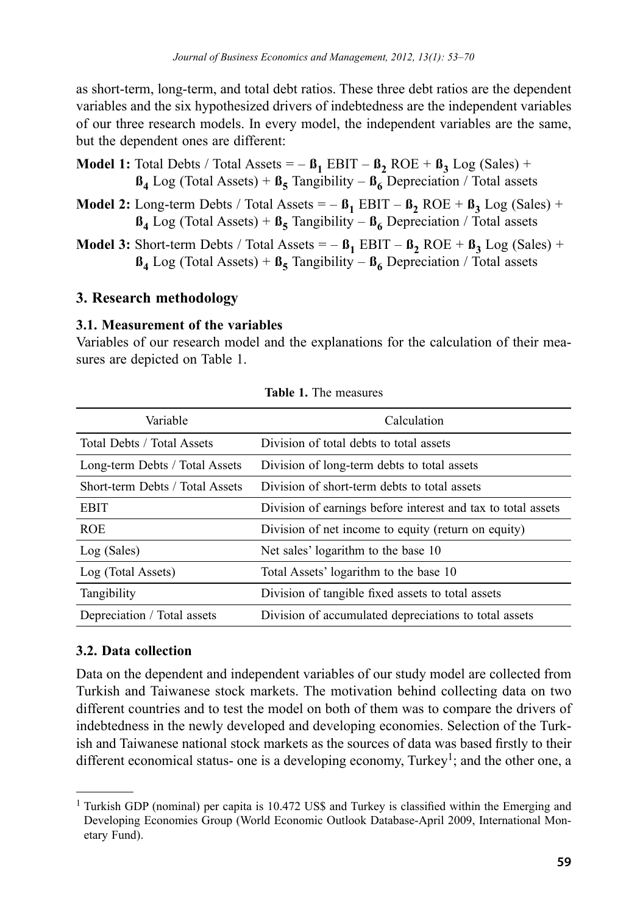as short-term, long-term, and total debt ratios. These three debt ratios are the dependent variables and the six hypothesized drivers of indebtedness are the independent variables of our three research models. In every model, the independent variables are the same, but the dependent ones are different:

**Model 1:** Total Debts / Total Assets = – $\beta_1$ EBIT – $\beta_2$ ROE + $\beta_3$ Log (Sales) + $\beta_4$ Log (Total Assets) + $\beta_5$ Tangibility – $\beta_6$ Depreciation / Total assets

**Model 2:** Long-term Debts / Total Assets = – $\beta_1$ EBIT – $\beta_2$ ROE + $\beta_3$ Log (Sales) + $\beta_4$ Log (Total Assets) + $\beta_5$ Tangibility – $\beta_6$ Depreciation / Total assets

**Model 3:** Short-term Debts / Total Assets = – $\beta_1$ EBIT – $\beta_2$ ROE + $\beta_3$ Log (Sales) + $\beta_4$ Log (Total Assets) + $\beta_5$ Tangibility – $\beta_6$ Depreciation / Total assets

## 3. Research methodology

### 3.1. Measurement of the variables

Variables of our research model and the explanations for the calculation of their measures are depicted on Table 1.

**Table 1.** The measures

| Variable | Calculation |
|---|---|
| Total Debts / Total Assets | Division of total debts to total assets |
| Long-term Debts / Total Assets | Division of long-term debts to total assets |
| Short-term Debts / Total Assets | Division of short-term debts to total assets |
| EBIT | Division of earnings before interest and tax to total assets |
| ROE | Division of net income to equity (return on equity) |
| Log (Sales) | Net sales' logarithm to the base 10 |
| Log (Total Assets) | Total Assets' logarithm to the base 10 |
| Tangibility | Division of tangible fixed assets to total assets |
| Depreciation / Total assets | Division of accumulated depreciations to total assets |

### 3.2. Data collection

Data on the dependent and independent variables of our study model are collected from Turkish and Taiwanese stock markets. The motivation behind collecting data on two different countries and to test the model on both of them was to compare the drivers of indebtedness in the newly developed and developing economies. Selection of the Turkish and Taiwanese national stock markets as the sources of data was based firstly to their different economical status- one is a developing economy, Turkey[1]; and the other one, a

[1] Turkish GDP (nominal) per capita is 10.472 US$ and Turkey is classified within the Emerging and Developing Economies Group (World Economic Outlook Database-April 2009, International Monetary Fund).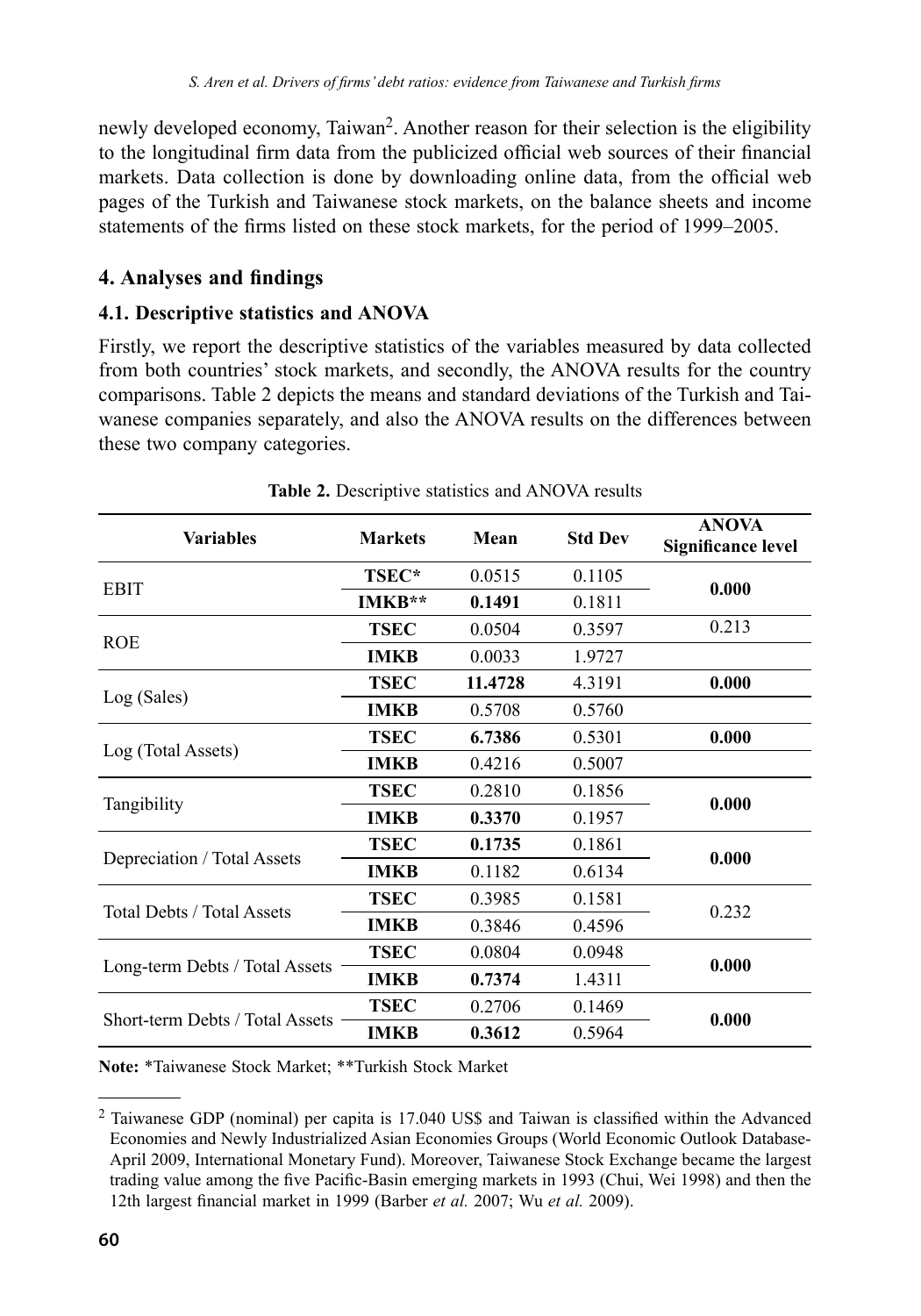newly developed economy, Taiwan[2]. Another reason for their selection is the eligibility to the longitudinal firm data from the publicized official web sources of their financial markets. Data collection is done by downloading online data, from the official web pages of the Turkish and Taiwanese stock markets, on the balance sheets and income statements of the firms listed on these stock markets, for the period of 1999–2005.

## 4. Analyses and findings

### 4.1. Descriptive statistics and ANOVA

Firstly, we report the descriptive statistics of the variables measured by data collected from both countries' stock markets, and secondly, the ANOVA results for the country comparisons. Table 2 depicts the means and standard deviations of the Turkish and Taiwanese companies separately, and also the ANOVA results on the differences between these two company categories.

**Table 2.** Descriptive statistics and ANOVA results

| Variables | Markets | Mean | Std Dev | ANOVA Significance level |
|---|---|---|---|---|
| EBIT | **TSEC*** | 0.0515 | 0.1105 | **0.000** |
| | **IMKB**** | **0.1491** | 0.1811 | |
| ROE | **TSEC** | 0.0504 | 0.3597 | 0.213 |
| | **IMKB** | 0.0033 | 1.9727 | |
| Log (Sales) | **TSEC** | **11.4728** | 4.3191 | **0.000** |
| | **IMKB** | 0.5708 | 0.5760 | |
| Log (Total Assets) | **TSEC** | **6.7386** | 0.5301 | **0.000** |
| | **IMKB** | 0.4216 | 0.5007 | |
| Tangibility | **TSEC** | 0.2810 | 0.1856 | **0.000** |
| | **IMKB** | **0.3370** | 0.1957 | |
| Depreciation / Total Assets | **TSEC** | **0.1735** | 0.1861 | **0.000** |
| | **IMKB** | 0.1182 | 0.6134 | |
| Total Debts / Total Assets | **TSEC** | 0.3985 | 0.1581 | 0.232 |
| | **IMKB** | 0.3846 | 0.4596 | |
| Long-term Debts / Total Assets | **TSEC** | 0.0804 | 0.0948 | **0.000** |
| | **IMKB** | **0.7374** | 1.4311 | |
| Short-term Debts / Total Assets | **TSEC** | 0.2706 | 0.1469 | **0.000** |
| | **IMKB** | **0.3612** | 0.5964 | |

**Note:** *Taiwanese Stock Market; **Turkish Stock Market

[2] Taiwanese GDP (nominal) per capita is 17.040 US$ and Taiwan is classified within the Advanced Economies and Newly Industrialized Asian Economies Groups (World Economic Outlook Database-April 2009, International Monetary Fund). Moreover, Taiwanese Stock Exchange became the largest trading value among the five Pacific-Basin emerging markets in 1993 (Chui, Wei 1998) and then the 12th largest financial market in 1999 (Barber *et al.* 2007; Wu *et al.* 2009).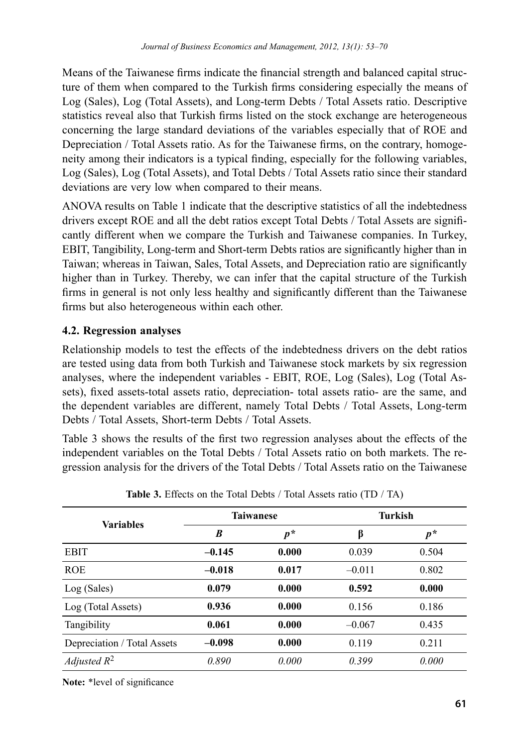Means of the Taiwanese firms indicate the financial strength and balanced capital structure of them when compared to the Turkish firms considering especially the means of Log (Sales), Log (Total Assets), and Long-term Debts / Total Assets ratio. Descriptive statistics reveal also that Turkish firms listed on the stock exchange are heterogeneous concerning the large standard deviations of the variables especially that of ROE and Depreciation / Total Assets ratio. As for the Taiwanese firms, on the contrary, homogeneity among their indicators is a typical finding, especially for the following variables, Log (Sales), Log (Total Assets), and Total Debts / Total Assets ratio since their standard deviations are very low when compared to their means.

ANOVA results on Table 1 indicate that the descriptive statistics of all the indebtedness drivers except ROE and all the debt ratios except Total Debts / Total Assets are significantly different when we compare the Turkish and Taiwanese companies. In Turkey, EBIT, Tangibility, Long-term and Short-term Debts ratios are significantly higher than in Taiwan; whereas in Taiwan, Sales, Total Assets, and Depreciation ratio are significantly higher than in Turkey. Thereby, we can infer that the capital structure of the Turkish firms in general is not only less healthy and significantly different than the Taiwanese firms but also heterogeneous within each other.

### 4.2. Regression analyses

Relationship models to test the effects of the indebtedness drivers on the debt ratios are tested using data from both Turkish and Taiwanese stock markets by six regression analyses, where the independent variables - EBIT, ROE, Log (Sales), Log (Total Assets), fixed assets-total assets ratio, depreciation- total assets ratio- are the same, and the dependent variables are different, namely Total Debts / Total Assets, Long-term Debts / Total Assets, Short-term Debts / Total Assets.

Table 3 shows the results of the first two regression analyses about the effects of the independent variables on the Total Debts / Total Assets ratio on both markets. The regression analysis for the drivers of the Total Debts / Total Assets ratio on the Taiwanese

**Table 3.** Effects on the Total Debts / Total Assets ratio (TD / TA)

| Variables | Taiwanese | | Turkish | |
|---|---|---|---|---|
| | *B* | $p^*$ | β | $p^*$ |
| EBIT | **–0.145** | **0.000** | 0.039 | 0.504 |
| ROE | **–0.018** | **0.017** | –0.011 | 0.802 |
| Log (Sales) | **0.079** | **0.000** | **0.592** | **0.000** |
| Log (Total Assets) | **0.936** | **0.000** | 0.156 | 0.186 |
| Tangibility | **0.061** | **0.000** | –0.067 | 0.435 |
| Depreciation / Total Assets | **–0.098** | **0.000** | 0.119 | 0.211 |
| *Adjusted* $R^2$ | *0.890* | *0.000* | *0.399* | *0.000* |

**Note:** *level of significance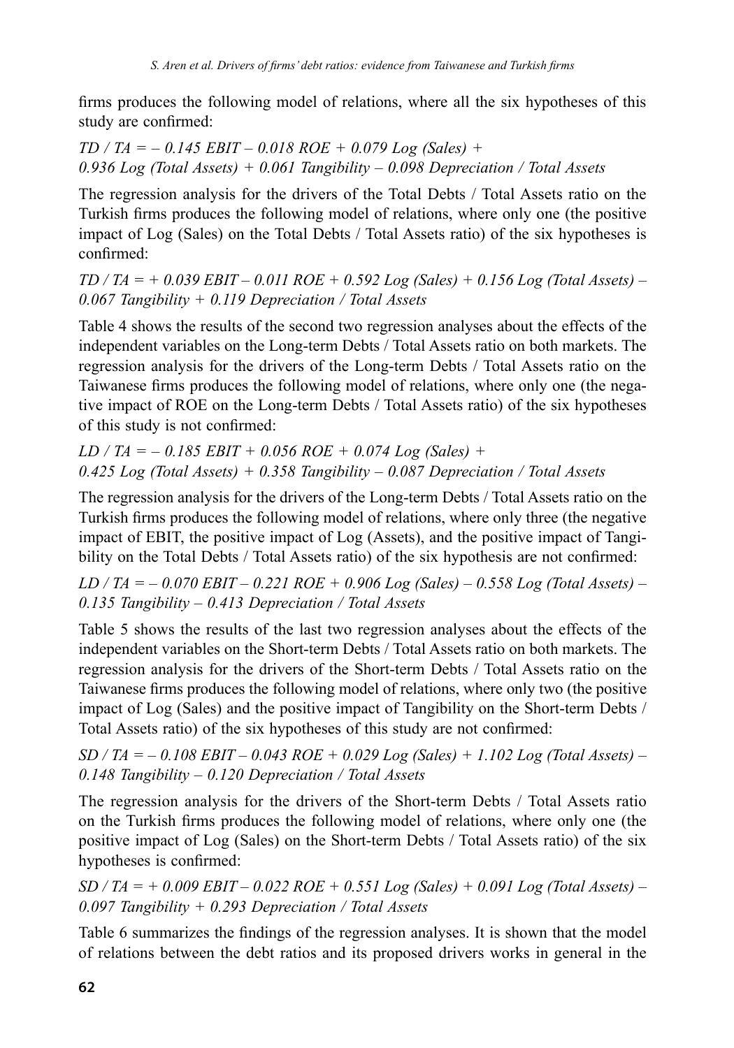firms produces the following model of relations, where all the six hypotheses of this study are confirmed:

*TD / TA = – 0.145 EBIT – 0.018 ROE + 0.079 Log (Sales) + 0.936 Log (Total Assets) + 0.061 Tangibility – 0.098 Depreciation / Total Assets*

The regression analysis for the drivers of the Total Debts / Total Assets ratio on the Turkish firms produces the following model of relations, where only one (the positive impact of Log (Sales) on the Total Debts / Total Assets ratio) of the six hypotheses is confirmed:

*TD / TA = + 0.039 EBIT – 0.011 ROE + 0.592 Log (Sales) + 0.156 Log (Total Assets) – 0.067 Tangibility + 0.119 Depreciation / Total Assets*

Table 4 shows the results of the second two regression analyses about the effects of the independent variables on the Long-term Debts / Total Assets ratio on both markets. The regression analysis for the drivers of the Long-term Debts / Total Assets ratio on the Taiwanese firms produces the following model of relations, where only one (the negative impact of ROE on the Long-term Debts / Total Assets ratio) of the six hypotheses of this study is not confirmed:

*LD / TA = – 0.185 EBIT + 0.056 ROE + 0.074 Log (Sales) + 0.425 Log (Total Assets) + 0.358 Tangibility – 0.087 Depreciation / Total Assets*

The regression analysis for the drivers of the Long-term Debts / Total Assets ratio on the Turkish firms produces the following model of relations, where only three (the negative impact of EBIT, the positive impact of Log (Assets), and the positive impact of Tangibility on the Total Debts / Total Assets ratio) of the six hypothesis are not confirmed:

*LD / TA = – 0.070 EBIT – 0.221 ROE + 0.906 Log (Sales) – 0.558 Log (Total Assets) – 0.135 Tangibility – 0.413 Depreciation / Total Assets*

Table 5 shows the results of the last two regression analyses about the effects of the independent variables on the Short-term Debts / Total Assets ratio on both markets. The regression analysis for the drivers of the Short-term Debts / Total Assets ratio on the Taiwanese firms produces the following model of relations, where only two (the positive impact of Log (Sales) and the positive impact of Tangibility on the Short-term Debts / Total Assets ratio) of the six hypotheses of this study are not confirmed:

*SD / TA = – 0.108 EBIT – 0.043 ROE + 0.029 Log (Sales) + 1.102 Log (Total Assets) – 0.148 Tangibility – 0.120 Depreciation / Total Assets*

The regression analysis for the drivers of the Short-term Debts / Total Assets ratio on the Turkish firms produces the following model of relations, where only one (the positive impact of Log (Sales) on the Short-term Debts / Total Assets ratio) of the six hypotheses is confirmed:

*SD / TA = + 0.009 EBIT – 0.022 ROE + 0.551 Log (Sales) + 0.091 Log (Total Assets) – 0.097 Tangibility + 0.293 Depreciation / Total Assets*

Table 6 summarizes the findings of the regression analyses. It is shown that the model of relations between the debt ratios and its proposed drivers works in general in the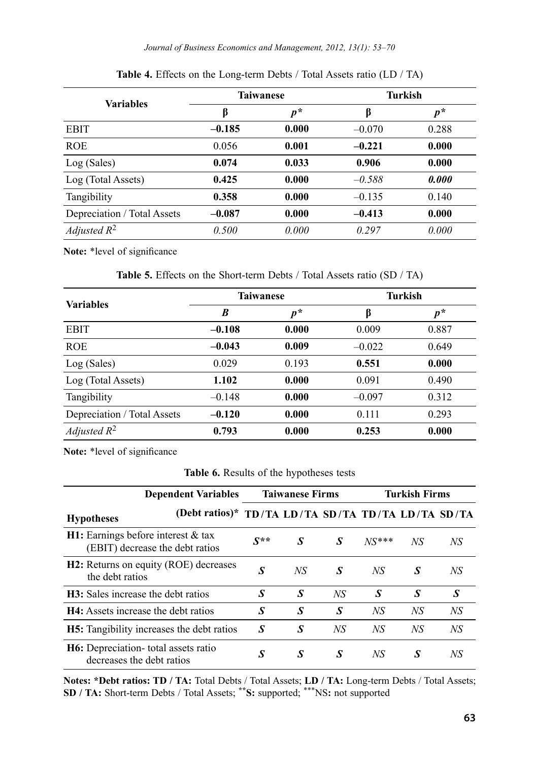**Table 4.** Effects on the Long-term Debts / Total Assets ratio (LD / TA)

| Variables | Taiwanese | | Turkish | |
|---|---|---|---|---|
| | β | *p** | β | *p** |
| EBIT | **–0.185** | **0.000** | –0.070 | 0.288 |
| ROE | 0.056 | **0.001** | **–0.221** | **0.000** |
| Log (Sales) | **0.074** | **0.033** | **0.906** | **0.000** |
| Log (Total Assets) | **0.425** | **0.000** | *–0.588* | ***0.000*** |
| Tangibility | **0.358** | **0.000** | –0.135 | 0.140 |
| Depreciation / Total Assets | **–0.087** | **0.000** | **–0.413** | **0.000** |
| *Adjusted $R^2$* | *0.500* | *0.000* | *0.297* | *0.000* |

**Note:** *level of significance

**Table 5.** Effects on the Short-term Debts / Total Assets ratio (SD / TA)

| Variables | Taiwanese | | Turkish | |
|---|---|---|---|---|
| | *Β* | *p** | β | *p** |
| EBIT | **–0.108** | **0.000** | 0.009 | 0.887 |
| ROE | **–0.043** | **0.009** | –0.022 | 0.649 |
| Log (Sales) | 0.029 | 0.193 | **0.551** | **0.000** |
| Log (Total Assets) | **1.102** | **0.000** | 0.091 | 0.490 |
| Tangibility | –0.148 | **0.000** | –0.097 | 0.312 |
| Depreciation / Total Assets | **–0.120** | **0.000** | 0.111 | 0.293 |
| *Adjusted $R^2$* | **0.793** | **0.000** | **0.253** | **0.000** |

**Note:** *level of significance

**Table 6.** Results of the hypotheses tests

| Dependent Variables | Taiwanese Firms | | | Turkish Firms | | |
|---|---|---|---|---|---|---|
| **Hypotheses** (Debt ratios)* | **TD/TA** | **LD/TA** | **SD/TA** | **TD/TA** | **LD/TA** | **SD/TA** |
| **H1:** Earnings before interest & tax (EBIT) decrease the debt ratios | ***S**** | ***S*** | ***S*** | *NS**** | *NS* | *NS* |
| **H2:** Returns on equity (ROE) decreases the debt ratios | ***S*** | *NS* | ***S*** | *NS* | ***S*** | *NS* |
| **H3:** Sales increase the debt ratios | ***S*** | ***S*** | *NS* | ***S*** | ***S*** | ***S*** |
| **H4:** Assets increase the debt ratios | ***S*** | ***S*** | ***S*** | *NS* | *NS* | *NS* |
| **H5:** Tangibility increases the debt ratios | ***S*** | ***S*** | *NS* | *NS* | *NS* | *NS* |
| **H6:** Depreciation- total assets ratio decreases the debt ratios | ***S*** | ***S*** | ***S*** | *NS* | ***S*** | *NS* |

**Notes: *Debt ratios: TD / TA:** Total Debts / Total Assets; **LD / TA:** Long-term Debts / Total Assets; **SD / TA:** Short-term Debts / Total Assets; ****S:** supported; ***NS**:** not supported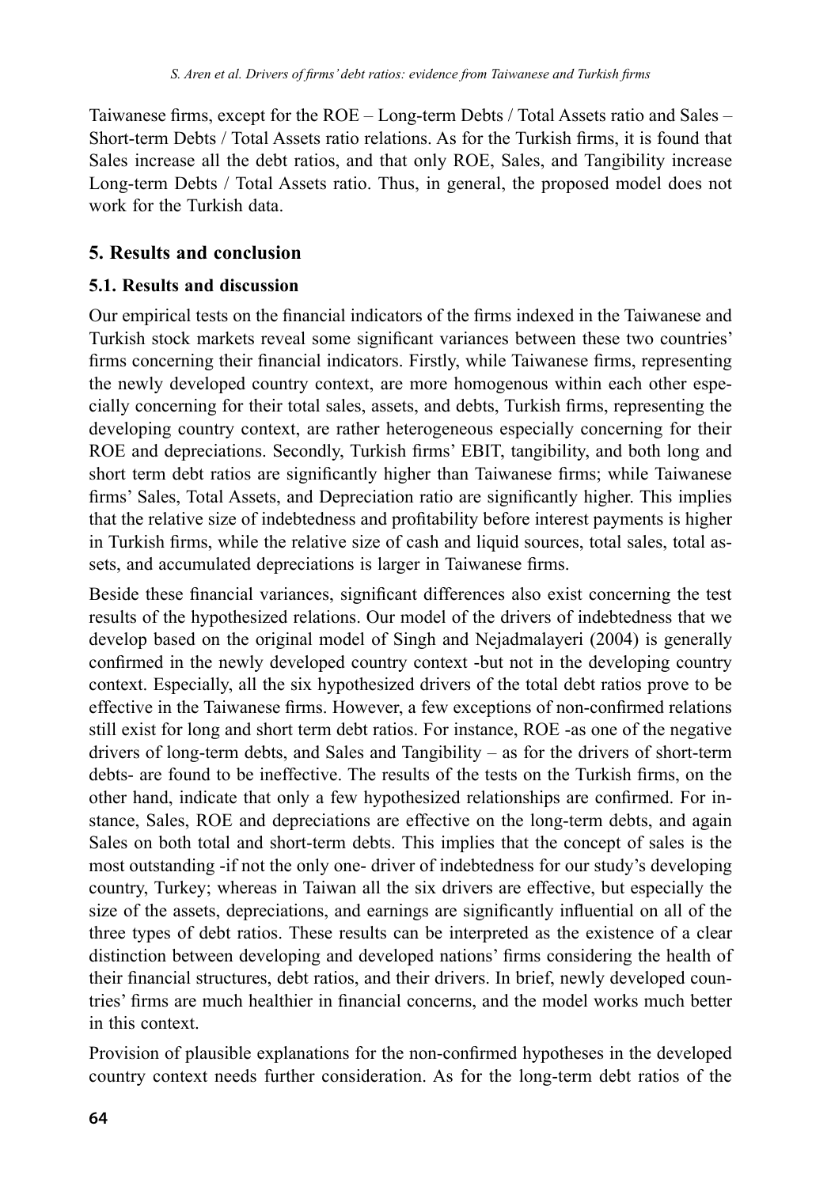Taiwanese firms, except for the ROE – Long-term Debts / Total Assets ratio and Sales – Short-term Debts / Total Assets ratio relations. As for the Turkish firms, it is found that Sales increase all the debt ratios, and that only ROE, Sales, and Tangibility increase Long-term Debts / Total Assets ratio. Thus, in general, the proposed model does not work for the Turkish data.

## 5. Results and conclusion

### 5.1. Results and discussion

Our empirical tests on the financial indicators of the firms indexed in the Taiwanese and Turkish stock markets reveal some significant variances between these two countries' firms concerning their financial indicators. Firstly, while Taiwanese firms, representing the newly developed country context, are more homogenous within each other especially concerning for their total sales, assets, and debts, Turkish firms, representing the developing country context, are rather heterogeneous especially concerning for their ROE and depreciations. Secondly, Turkish firms' EBIT, tangibility, and both long and short term debt ratios are significantly higher than Taiwanese firms; while Taiwanese firms' Sales, Total Assets, and Depreciation ratio are significantly higher. This implies that the relative size of indebtedness and profitability before interest payments is higher in Turkish firms, while the relative size of cash and liquid sources, total sales, total assets, and accumulated depreciations is larger in Taiwanese firms.

Beside these financial variances, significant differences also exist concerning the test results of the hypothesized relations. Our model of the drivers of indebtedness that we develop based on the original model of Singh and Nejadmalayeri (2004) is generally confirmed in the newly developed country context -but not in the developing country context. Especially, all the six hypothesized drivers of the total debt ratios prove to be effective in the Taiwanese firms. However, a few exceptions of non-confirmed relations still exist for long and short term debt ratios. For instance, ROE -as one of the negative drivers of long-term debts, and Sales and Tangibility – as for the drivers of short-term debts- are found to be ineffective. The results of the tests on the Turkish firms, on the other hand, indicate that only a few hypothesized relationships are confirmed. For instance, Sales, ROE and depreciations are effective on the long-term debts, and again Sales on both total and short-term debts. This implies that the concept of sales is the most outstanding -if not the only one- driver of indebtedness for our study's developing country, Turkey; whereas in Taiwan all the six drivers are effective, but especially the size of the assets, depreciations, and earnings are significantly influential on all of the three types of debt ratios. These results can be interpreted as the existence of a clear distinction between developing and developed nations' firms considering the health of their financial structures, debt ratios, and their drivers. In brief, newly developed countries' firms are much healthier in financial concerns, and the model works much better in this context.

Provision of plausible explanations for the non-confirmed hypotheses in the developed country context needs further consideration. As for the long-term debt ratios of the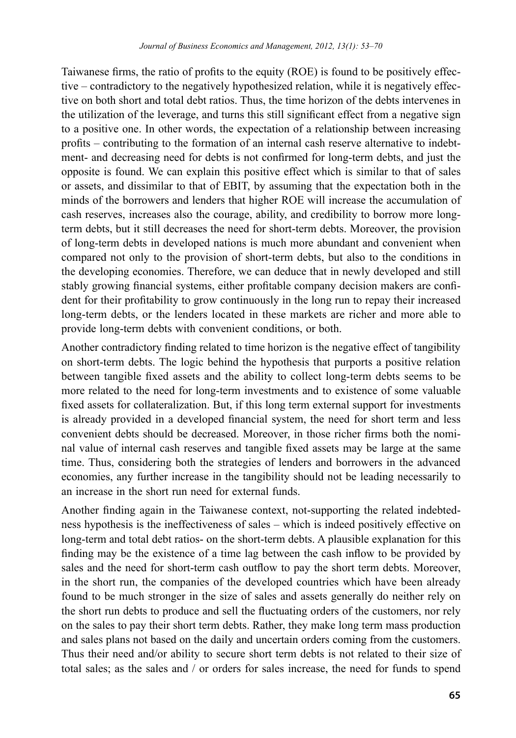Taiwanese firms, the ratio of profits to the equity (ROE) is found to be positively effective – contradictory to the negatively hypothesized relation, while it is negatively effective on both short and total debt ratios. Thus, the time horizon of the debts intervenes in the utilization of the leverage, and turns this still significant effect from a negative sign to a positive one. In other words, the expectation of a relationship between increasing profits – contributing to the formation of an internal cash reserve alternative to indebtment- and decreasing need for debts is not confirmed for long-term debts, and just the opposite is found. We can explain this positive effect which is similar to that of sales or assets, and dissimilar to that of EBIT, by assuming that the expectation both in the minds of the borrowers and lenders that higher ROE will increase the accumulation of cash reserves, increases also the courage, ability, and credibility to borrow more long-term debts, but it still decreases the need for short-term debts. Moreover, the provision of long-term debts in developed nations is much more abundant and convenient when compared not only to the provision of short-term debts, but also to the conditions in the developing economies. Therefore, we can deduce that in newly developed and still stably growing financial systems, either profitable company decision makers are confident for their profitability to grow continuously in the long run to repay their increased long-term debts, or the lenders located in these markets are richer and more able to provide long-term debts with convenient conditions, or both.

Another contradictory finding related to time horizon is the negative effect of tangibility on short-term debts. The logic behind the hypothesis that purports a positive relation between tangible fixed assets and the ability to collect long-term debts seems to be more related to the need for long-term investments and to existence of some valuable fixed assets for collateralization. But, if this long term external support for investments is already provided in a developed financial system, the need for short term and less convenient debts should be decreased. Moreover, in those richer firms both the nominal value of internal cash reserves and tangible fixed assets may be large at the same time. Thus, considering both the strategies of lenders and borrowers in the advanced economies, any further increase in the tangibility should not be leading necessarily to an increase in the short run need for external funds.

Another finding again in the Taiwanese context, not-supporting the related indebtedness hypothesis is the ineffectiveness of sales – which is indeed positively effective on long-term and total debt ratios- on the short-term debts. A plausible explanation for this finding may be the existence of a time lag between the cash inflow to be provided by sales and the need for short-term cash outflow to pay the short term debts. Moreover, in the short run, the companies of the developed countries which have been already found to be much stronger in the size of sales and assets generally do neither rely on the short run debts to produce and sell the fluctuating orders of the customers, nor rely on the sales to pay their short term debts. Rather, they make long term mass production and sales plans not based on the daily and uncertain orders coming from the customers. Thus their need and/or ability to secure short term debts is not related to their size of total sales; as the sales and / or orders for sales increase, the need for funds to spend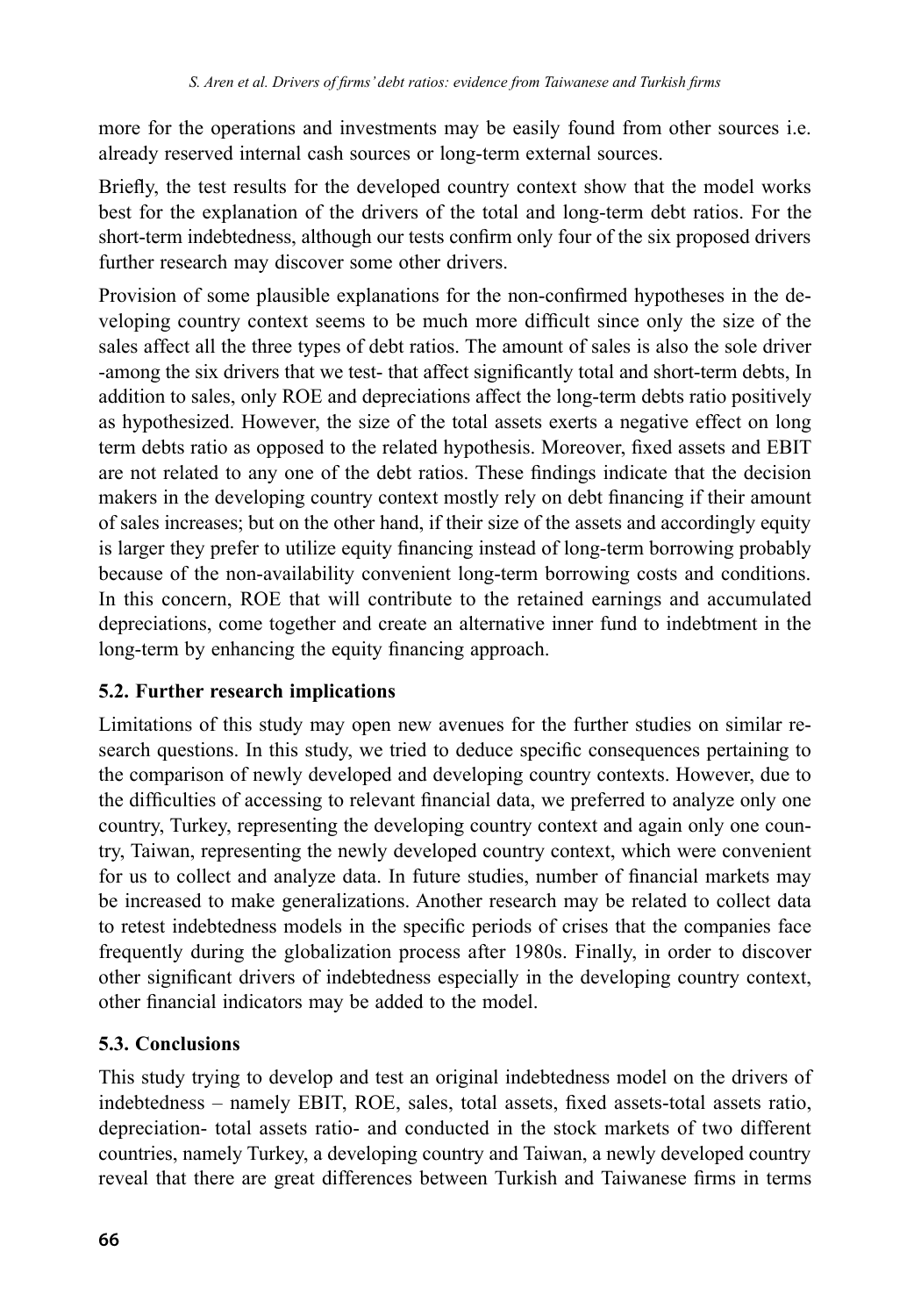more for the operations and investments may be easily found from other sources i.e. already reserved internal cash sources or long-term external sources.

Briefly, the test results for the developed country context show that the model works best for the explanation of the drivers of the total and long-term debt ratios. For the short-term indebtedness, although our tests confirm only four of the six proposed drivers further research may discover some other drivers.

Provision of some plausible explanations for the non-confirmed hypotheses in the developing country context seems to be much more difficult since only the size of the sales affect all the three types of debt ratios. The amount of sales is also the sole driver -among the six drivers that we test- that affect significantly total and short-term debts, In addition to sales, only ROE and depreciations affect the long-term debts ratio positively as hypothesized. However, the size of the total assets exerts a negative effect on long term debts ratio as opposed to the related hypothesis. Moreover, fixed assets and EBIT are not related to any one of the debt ratios. These findings indicate that the decision makers in the developing country context mostly rely on debt financing if their amount of sales increases; but on the other hand, if their size of the assets and accordingly equity is larger they prefer to utilize equity financing instead of long-term borrowing probably because of the non-availability convenient long-term borrowing costs and conditions. In this concern, ROE that will contribute to the retained earnings and accumulated depreciations, come together and create an alternative inner fund to indebtment in the long-term by enhancing the equity financing approach.

### 5.2. Further research implications

Limitations of this study may open new avenues for the further studies on similar research questions. In this study, we tried to deduce specific consequences pertaining to the comparison of newly developed and developing country contexts. However, due to the difficulties of accessing to relevant financial data, we preferred to analyze only one country, Turkey, representing the developing country context and again only one country, Taiwan, representing the newly developed country context, which were convenient for us to collect and analyze data. In future studies, number of financial markets may be increased to make generalizations. Another research may be related to collect data to retest indebtedness models in the specific periods of crises that the companies face frequently during the globalization process after 1980s. Finally, in order to discover other significant drivers of indebtedness especially in the developing country context, other financial indicators may be added to the model.

### 5.3. Conclusions

This study trying to develop and test an original indebtedness model on the drivers of indebtedness – namely EBIT, ROE, sales, total assets, fixed assets-total assets ratio, depreciation- total assets ratio- and conducted in the stock markets of two different countries, namely Turkey, a developing country and Taiwan, a newly developed country reveal that there are great differences between Turkish and Taiwanese firms in terms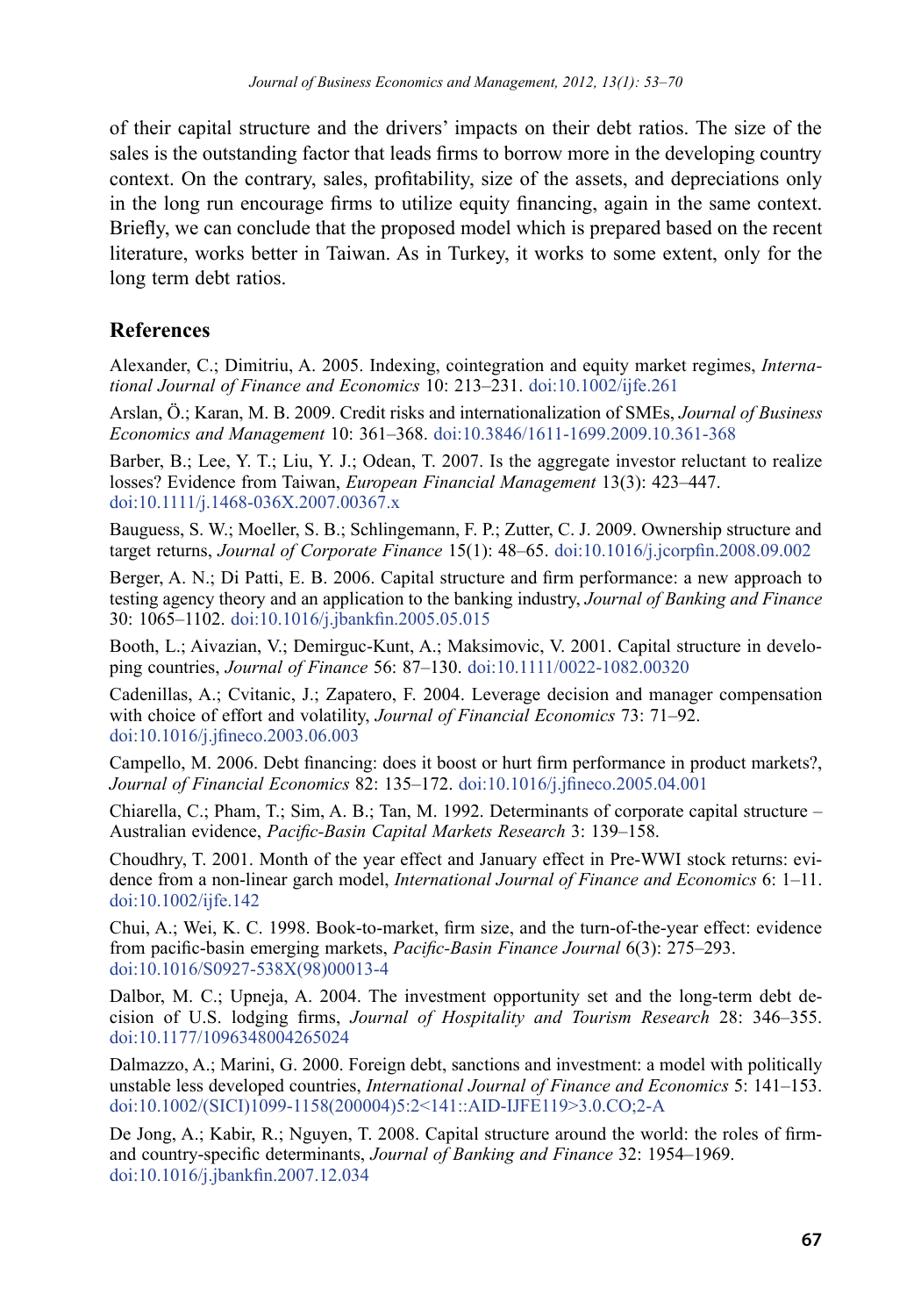of their capital structure and the drivers' impacts on their debt ratios. The size of the sales is the outstanding factor that leads firms to borrow more in the developing country context. On the contrary, sales, profitability, size of the assets, and depreciations only in the long run encourage firms to utilize equity financing, again in the same context. Briefly, we can conclude that the proposed model which is prepared based on the recent literature, works better in Taiwan. As in Turkey, it works to some extent, only for the long term debt ratios.

## References

Alexander, C.; Dimitriu, A. 2005. Indexing, cointegration and equity market regimes, *International Journal of Finance and Economics* 10: 213–231. doi:10.1002/ijfe.261

Arslan, Ö.; Karan, M. B. 2009. Credit risks and internationalization of SMEs, *Journal of Business Economics and Management* 10: 361–368. doi:10.3846/1611-1699.2009.10.361-368

Barber, B.; Lee, Y. T.; Liu, Y. J.; Odean, T. 2007. Is the aggregate investor reluctant to realize losses? Evidence from Taiwan, *European Financial Management* 13(3): 423–447. doi:10.1111/j.1468-036X.2007.00367.x

Bauguess, S. W.; Moeller, S. B.; Schlingemann, F. P.; Zutter, C. J. 2009. Ownership structure and target returns, *Journal of Corporate Finance* 15(1): 48–65. doi:10.1016/j.jcorpfin.2008.09.002

Berger, A. N.; Di Patti, E. B. 2006. Capital structure and firm performance: a new approach to testing agency theory and an application to the banking industry, *Journal of Banking and Finance* 30: 1065–1102. doi:10.1016/j.jbankfin.2005.05.015

Booth, L.; Aivazian, V.; Demirguc-Kunt, A.; Maksimovic, V. 2001. Capital structure in developing countries, *Journal of Finance* 56: 87–130. doi:10.1111/0022-1082.00320

Cadenillas, A.; Cvitanic, J.; Zapatero, F. 2004. Leverage decision and manager compensation with choice of effort and volatility, *Journal of Financial Economics* 73: 71–92. doi:10.1016/j.jfineco.2003.06.003

Campello, M. 2006. Debt financing: does it boost or hurt firm performance in product markets?, *Journal of Financial Economics* 82: 135–172. doi:10.1016/j.jfineco.2005.04.001

Chiarella, C.; Pham, T.; Sim, A. B.; Tan, M. 1992. Determinants of corporate capital structure – Australian evidence, *Pacific-Basin Capital Markets Research* 3: 139–158.

Choudhry, T. 2001. Month of the year effect and January effect in Pre-WWI stock returns: evidence from a non-linear garch model, *International Journal of Finance and Economics* 6: 1–11. doi:10.1002/ijfe.142

Chui, A.; Wei, K. C. 1998. Book-to-market, firm size, and the turn-of-the-year effect: evidence from pacific-basin emerging markets, *Pacific-Basin Finance Journal* 6(3): 275–293. doi:10.1016/S0927-538X(98)00013-4

Dalbor, M. C.; Upneja, A. 2004. The investment opportunity set and the long-term debt decision of U.S. lodging firms, *Journal of Hospitality and Tourism Research* 28: 346–355. doi:10.1177/1096348004265024

Dalmazzo, A.; Marini, G. 2000. Foreign debt, sanctions and investment: a model with politically unstable less developed countries, *International Journal of Finance and Economics* 5: 141–153. doi:10.1002/(SICI)1099-1158(200004)5:2<141::AID-IJFE119>3.0.CO;2-A

De Jong, A.; Kabir, R.; Nguyen, T. 2008. Capital structure around the world: the roles of firm- and country-specific determinants, *Journal of Banking and Finance* 32: 1954–1969. doi:10.1016/j.jbankfin.2007.12.034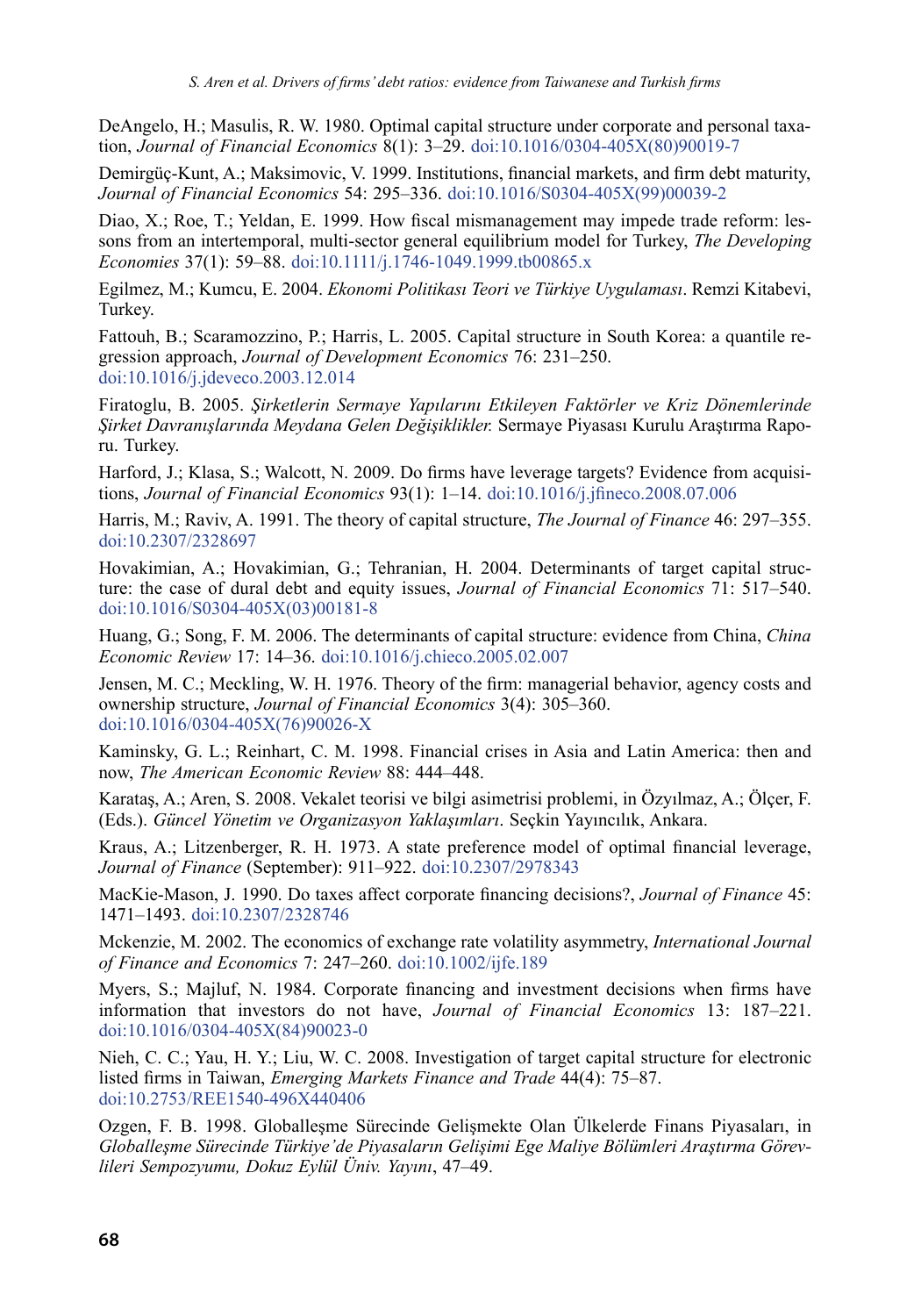DeAngelo, H.; Masulis, R. W. 1980. Optimal capital structure under corporate and personal taxation, *Journal of Financial Economics* 8(1): 3–29. doi:10.1016/0304-405X(80)90019-7

Demirgüç-Kunt, A.; Maksimovic, V. 1999. Institutions, financial markets, and firm debt maturity, *Journal of Financial Economics* 54: 295–336. doi:10.1016/S0304-405X(99)00039-2

Diao, X.; Roe, T.; Yeldan, E. 1999. How fiscal mismanagement may impede trade reform: lessons from an intertemporal, multi-sector general equilibrium model for Turkey, *The Developing Economies* 37(1): 59–88. doi:10.1111/j.1746-1049.1999.tb00865.x

Egilmez, M.; Kumcu, E. 2004. *Ekonomi Politikası Teori ve Türkiye Uygulaması*. Remzi Kitabevi, Turkey.

Fattouh, B.; Scaramozzino, P.; Harris, L. 2005. Capital structure in South Korea: a quantile regression approach, *Journal of Development Economics* 76: 231–250. doi:10.1016/j.jdeveco.2003.12.014

Firatoglu, B. 2005. *Şirketlerin Sermaye Yapılarını Etkileyen Faktörler ve Kriz Dönemlerinde Şirket Davranışlarında Meydana Gelen Değişiklikler.* Sermaye Piyasası Kurulu Araştırma Raporu. Turkey.

Harford, J.; Klasa, S.; Walcott, N. 2009. Do firms have leverage targets? Evidence from acquisitions, *Journal of Financial Economics* 93(1): 1–14. doi:10.1016/j.jfineco.2008.07.006

Harris, M.; Raviv, A. 1991. The theory of capital structure, *The Journal of Finance* 46: 297–355. doi:10.2307/2328697

Hovakimian, A.; Hovakimian, G.; Tehranian, H. 2004. Determinants of target capital structure: the case of dural debt and equity issues, *Journal of Financial Economics* 71: 517–540. doi:10.1016/S0304-405X(03)00181-8

Huang, G.; Song, F. M. 2006. The determinants of capital structure: evidence from China, *China Economic Review* 17: 14–36. doi:10.1016/j.chieco.2005.02.007

Jensen, M. C.; Meckling, W. H. 1976. Theory of the firm: managerial behavior, agency costs and ownership structure, *Journal of Financial Economics* 3(4): 305–360. doi:10.1016/0304-405X(76)90026-X

Kaminsky, G. L.; Reinhart, C. M. 1998. Financial crises in Asia and Latin America: then and now, *The American Economic Review* 88: 444–448.

Karataş, A.; Aren, S. 2008. Vekalet teorisi ve bilgi asimetrisi problemi, in Özyılmaz, A.; Ölçer, F. (Eds.). *Güncel Yönetim ve Organizasyon Yaklaşımları*. Seçkin Yayıncılık, Ankara.

Kraus, A.; Litzenberger, R. H. 1973. A state preference model of optimal financial leverage, *Journal of Finance* (September): 911–922. doi:10.2307/2978343

MacKie-Mason, J. 1990. Do taxes affect corporate financing decisions?, *Journal of Finance* 45: 1471–1493. doi:10.2307/2328746

Mckenzie, M. 2002. The economics of exchange rate volatility asymmetry, *International Journal of Finance and Economics* 7: 247–260. doi:10.1002/ijfe.189

Myers, S.; Majluf, N. 1984. Corporate financing and investment decisions when firms have information that investors do not have, *Journal of Financial Economics* 13: 187–221. doi:10.1016/0304-405X(84)90023-0

Nieh, C. C.; Yau, H. Y.; Liu, W. C. 2008. Investigation of target capital structure for electronic listed firms in Taiwan, *Emerging Markets Finance and Trade* 44(4): 75–87. doi:10.2753/REE1540-496X440406

Ozgen, F. B. 1998. Globalleşme Sürecinde Gelişmekte Olan Ülkelerde Finans Piyasaları, in *Globalleşme Sürecinde Türkiye'de Piyasaların Gelişimi Ege Maliye Bölümleri Araştırma Görevlileri Sempozyumu, Dokuz Eylül Üniv. Yayını*, 47–49.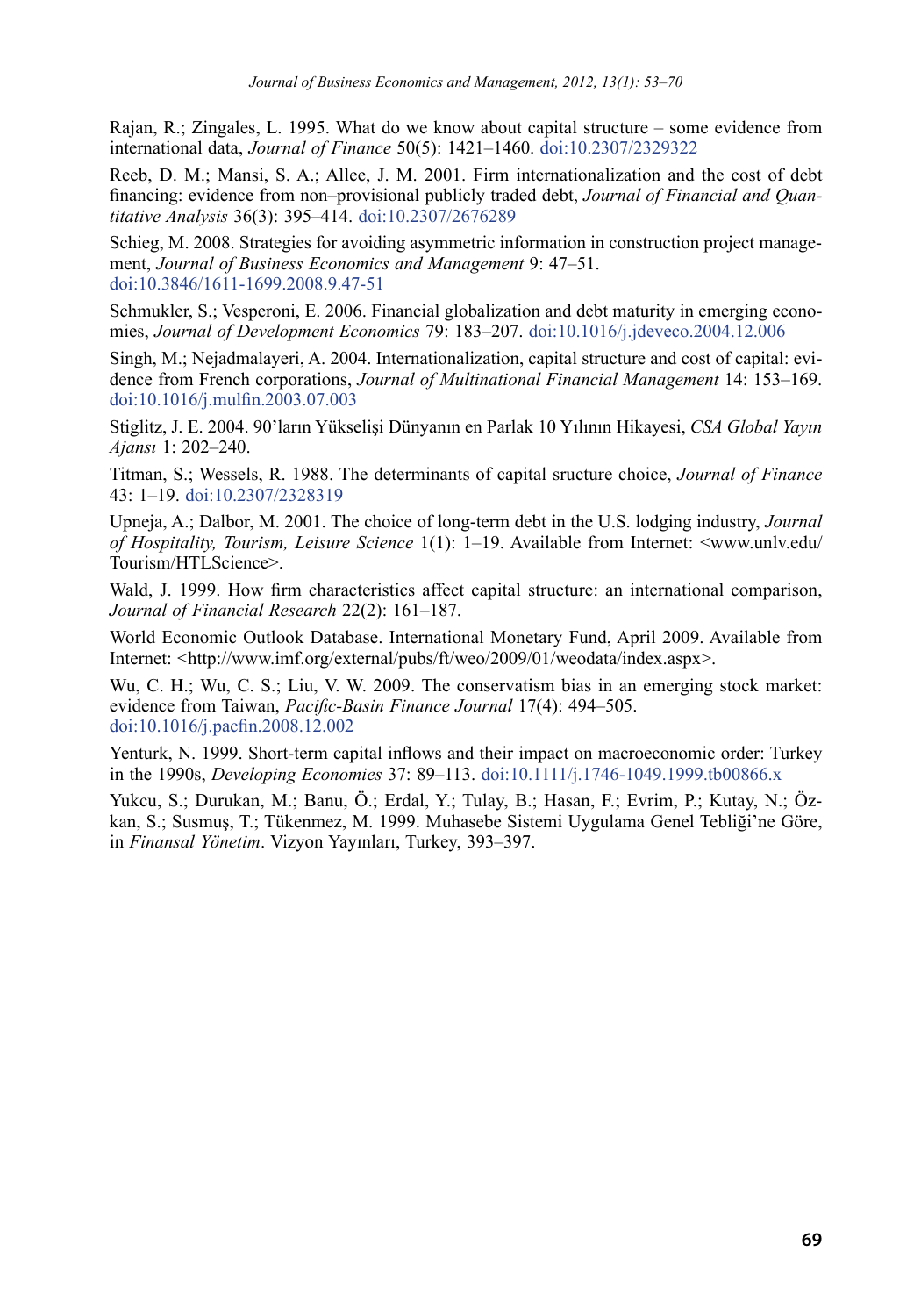Rajan, R.; Zingales, L. 1995. What do we know about capital structure – some evidence from international data, *Journal of Finance* 50(5): 1421–1460. doi:10.2307/2329322

Reeb, D. M.; Mansi, S. A.; Allee, J. M. 2001. Firm internationalization and the cost of debt financing: evidence from non–provisional publicly traded debt, *Journal of Financial and Quantitative Analysis* 36(3): 395–414. doi:10.2307/2676289

Schieg, M. 2008. Strategies for avoiding asymmetric information in construction project management, *Journal of Business Economics and Management* 9: 47–51. doi:10.3846/1611-1699.2008.9.47-51

Schmukler, S.; Vesperoni, E. 2006. Financial globalization and debt maturity in emerging economies, *Journal of Development Economics* 79: 183–207. doi:10.1016/j.jdeveco.2004.12.006

Singh, M.; Nejadmalayeri, A. 2004. Internationalization, capital structure and cost of capital: evidence from French corporations, *Journal of Multinational Financial Management* 14: 153–169. doi:10.1016/j.mulfin.2003.07.003

Stiglitz, J. E. 2004. 90'ların Yükselişi Dünyanın en Parlak 10 Yılının Hikayesi, *CSA Global Yayın Ajansı* 1: 202–240.

Titman, S.; Wessels, R. 1988. The determinants of capital sructure choice, *Journal of Finance* 43: 1–19. doi:10.2307/2328319

Upneja, A.; Dalbor, M. 2001. The choice of long-term debt in the U.S. lodging industry, *Journal of Hospitality, Tourism, Leisure Science* 1(1): 1–19. Available from Internet: <www.unlv.edu/Tourism/HTLScience>.

Wald, J. 1999. How firm characteristics affect capital structure: an international comparison, *Journal of Financial Research* 22(2): 161–187.

World Economic Outlook Database. International Monetary Fund, April 2009. Available from Internet: <http://www.imf.org/external/pubs/ft/weo/2009/01/weodata/index.aspx>.

Wu, C. H.; Wu, C. S.; Liu, V. W. 2009. The conservatism bias in an emerging stock market: evidence from Taiwan, *Pacific-Basin Finance Journal* 17(4): 494–505. doi:10.1016/j.pacfin.2008.12.002

Yenturk, N. 1999. Short-term capital inflows and their impact on macroeconomic order: Turkey in the 1990s, *Developing Economies* 37: 89–113. doi:10.1111/j.1746-1049.1999.tb00866.x

Yukcu, S.; Durukan, M.; Banu, Ö.; Erdal, Y.; Tulay, B.; Hasan, F.; Evrim, P.; Kutay, N.; Özkan, S.; Susmuş, T.; Tükenmez, M. 1999. Muhasebe Sistemi Uygulama Genel Tebliği'ne Göre, in *Finansal Yönetim*. Vizyon Yayınları, Turkey, 393–397.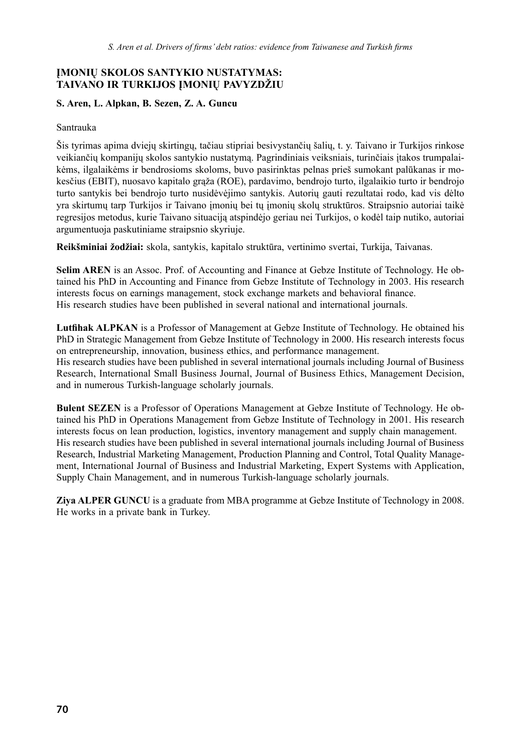## ĮMONIŲ SKOLOS SANTYKIO NUSTATYMAS: TAIVANO IR TURKIJOS ĮMONIŲ PAVYZDŽIU

**S. Aren, L. Alpkan, B. Sezen, Z. A. Guncu**

Santrauka

Šis tyrimas apima dviejų skirtingų, tačiau stipriai besivystančių šalių, t. y. Taivano ir Turkijos rinkose veikiančių kompanijų skolos santykio nustatymą. Pagrindiniais veiksniais, turinčiais įtakos trumpalaikėms, ilgalaikėms ir bendrosioms skoloms, buvo pasirinktas pelnas prieš sumokant palūkanas ir mokesčius (EBIT), nuosavo kapitalo grąža (ROE), pardavimo, bendrojo turto, ilgalaikio turto ir bendrojo turto santykis bei bendrojo turto nusidėvėjimo santykis. Autorių gauti rezultatai rodo, kad vis dėlto yra skirtumų tarp Turkijos ir Taivano įmonių bei tų įmonių skolų struktūros. Straipsnio autoriai taikė regresijos metodus, kurie Taivano situaciją atspindėjo geriau nei Turkijos, o kodėl taip nutiko, autoriai argumentuoja paskutiniame straipsnio skyriuje.

**Reikšminiai žodžiai:** skola, santykis, kapitalo struktūra, vertinimo svertai, Turkija, Taivanas.

**Selim AREN** is an Assoc. Prof. of Accounting and Finance at Gebze Institute of Technology. He obtained his PhD in Accounting and Finance from Gebze Institute of Technology in 2003. His research interests focus on earnings management, stock exchange markets and behavioral finance. His research studies have been published in several national and international journals.

**Lutfihak ALPKAN** is a Professor of Management at Gebze Institute of Technology. He obtained his PhD in Strategic Management from Gebze Institute of Technology in 2000. His research interests focus on entrepreneurship, innovation, business ethics, and performance management. His research studies have been published in several international journals including Journal of Business Research, International Small Business Journal, Journal of Business Ethics, Management Decision, and in numerous Turkish-language scholarly journals.

**Bulent SEZEN** is a Professor of Operations Management at Gebze Institute of Technology. He obtained his PhD in Operations Management from Gebze Institute of Technology in 2001. His research interests focus on lean production, logistics, inventory management and supply chain management. His research studies have been published in several international journals including Journal of Business Research, Industrial Marketing Management, Production Planning and Control, Total Quality Management, International Journal of Business and Industrial Marketing, Expert Systems with Application, Supply Chain Management, and in numerous Turkish-language scholarly journals.

**Ziya ALPER GUNCU** is a graduate from MBA programme at Gebze Institute of Technology in 2008. He works in a private bank in Turkey.